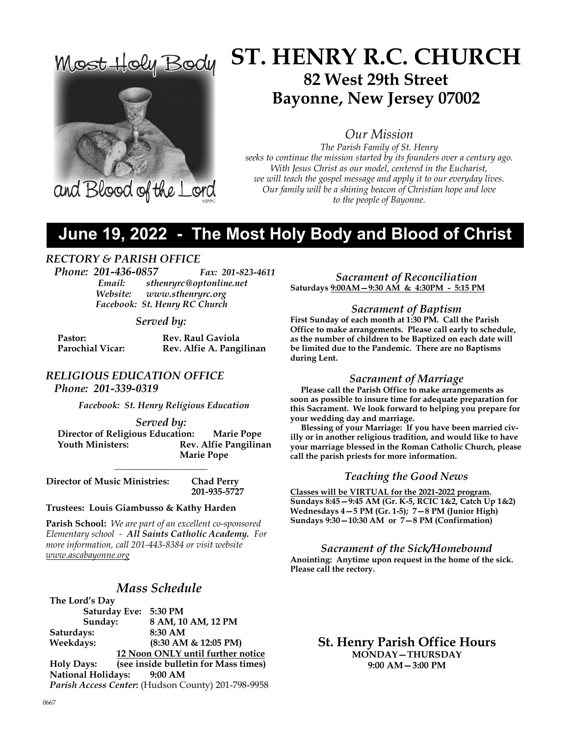Most Holy Body and Blood of the Lord

©JPPC

# ST. HENRY R.C. CHURCH

## 82 West 29th Street
## Bayonne, New Jersey 07002

### *Our Mission*

*The Parish Family of St. Henry seeks to continue the mission started by its founders over a century ago. With Jesus Christ as our model, centered in the Eucharist, we will teach the gospel message and apply it to our everyday lives. Our family will be a shining beacon of Christian hope and love to the people of Bayonne.*

## June 19, 2022 - The Most Holy Body and Blood of Christ

### *RECTORY & PARISH OFFICE*

***Phone: 201-436-0857*** ***Fax: 201-823-4611***
***Email: sthenryrc@optonline.net***
***Website: www.sthenryrc.org***
***Facebook: St. Henry RC Church***

*Served by:*

**Pastor:** **Rev. Raul Gaviola**
**Parochial Vicar:** **Rev. Alfie A. Pangilinan**

### *RELIGIOUS EDUCATION OFFICE*

***Phone: 201-339-0319***

***Facebook: St. Henry Religious Education***

*Served by:*

**Director of Religious Education:** **Marie Pope**
**Youth Ministers:** **Rev. Alfie Pangilinan**
**Marie Pope**

---

**Director of Music Ministries:** **Chad Perry**
**201-935-5727**

**Trustees: Louis Giambusso & Kathy Harden**

**Parish School:** *We are part of an excellent co-sponsored Elementary school - **All Saints Catholic Academy.** For more information, call 201-443-8384 or visit website www.ascabayonne.org*

### *Mass Schedule*

**The Lord's Day**
**Saturday Eve: 5:30 PM**
**Sunday: 8 AM, 10 AM, 12 PM**
**Saturdays: 8:30 AM**
**Weekdays: (8:30 AM & 12:05 PM)**
**12 Noon ONLY until further notice**
**Holy Days: (see inside bulletin for Mass times)**
**National Holidays: 9:00 AM**
***Parish Access Center*:** (Hudson County) 201-798-9958

### *Sacrament of Reconciliation*

**Saturdays 9:00AM—9:30 AM & 4:30PM - 5:15 PM**

### *Sacrament of Baptism*

**First Sunday of each month at 1:30 PM. Call the Parish Office to make arrangements. Please call early to schedule, as the number of children to be Baptized on each date will be limited due to the Pandemic. There are no Baptisms during Lent.**

### *Sacrament of Marriage*

**Please call the Parish Office to make arrangements as soon as possible to insure time for adequate preparation for this Sacrament. We look forward to helping you prepare for your wedding day and marriage.**

**Blessing of your Marriage: If you have been married civilly or in another religious tradition, and would like to have your marriage blessed in the Roman Catholic Church, please call the parish priests for more information.**

### *Teaching the Good News*

**Classes will be VIRTUAL for the 2021-2022 program.**
**Sundays 8:45—9:45 AM (Gr. K-5, RCIC 1&2, Catch Up 1&2)**
**Wednesdays 4—5 PM (Gr. 1-5); 7—8 PM (Junior High)**
**Sundays 9:30—10:30 AM or 7—8 PM (Confirmation)**

### *Sacrament of the Sick/Homebound*

**Anointing: Anytime upon request in the home of the sick. Please call the rectory.**

### St. Henry Parish Office Hours

**MONDAY—THURSDAY**
**9:00 AM—3:00 PM**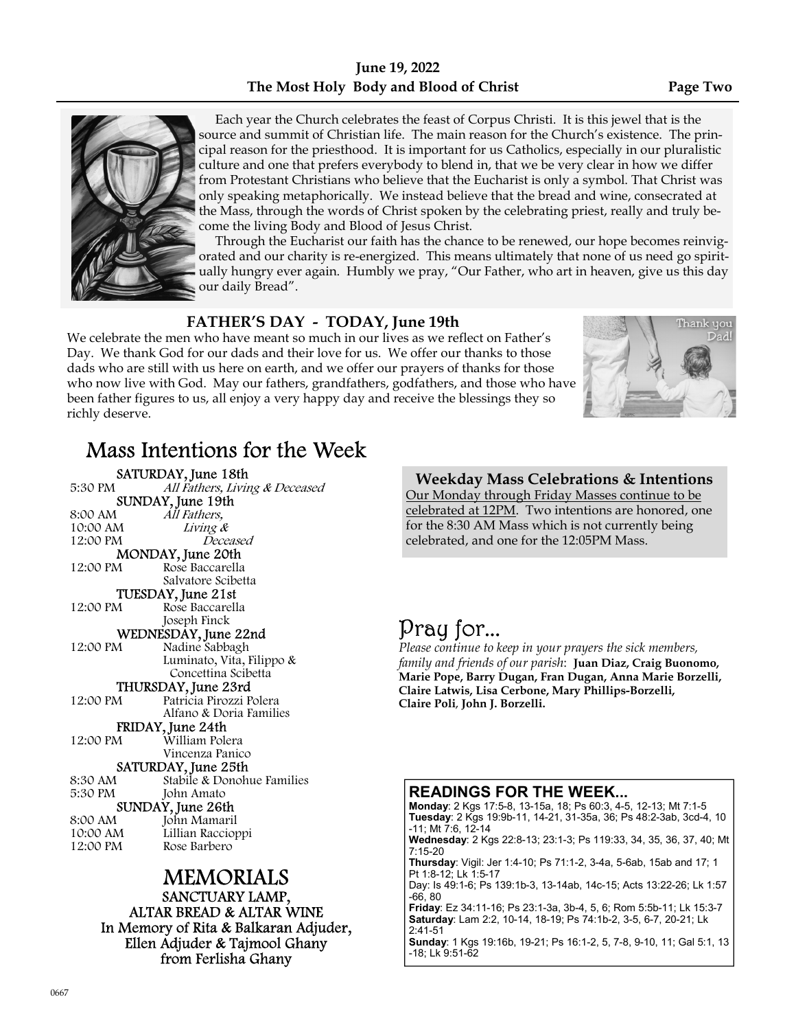Each year the Church celebrates the feast of Corpus Christi. It is this jewel that is the source and summit of Christian life. The main reason for the Church's existence. The principal reason for the priesthood. It is important for us Catholics, especially in our pluralistic culture and one that prefers everybody to blend in, that we be very clear in how we differ from Protestant Christians who believe that the Eucharist is only a symbol. That Christ was only speaking metaphorically. We instead believe that the bread and wine, consecrated at the Mass, through the words of Christ spoken by the celebrating priest, really and truly become the living Body and Blood of Jesus Christ.

Through the Eucharist our faith has the chance to be renewed, our hope becomes reinvigorated and our charity is re-energized. This means ultimately that none of us need go spiritually hungry ever again. Humbly we pray, "Our Father, who art in heaven, give us this day our daily Bread".

## FATHER'S DAY - TODAY, June 19th

We celebrate the men who have meant so much in our lives as we reflect on Father's Day. We thank God for our dads and their love for us. We offer our thanks to those dads who are still with us here on earth, and we offer our prayers of thanks for those who now live with God. May our fathers, grandfathers, godfathers, and those who have been father figures to us, all enjoy a very happy day and receive the blessings they so richly deserve.

# Mass Intentions for the Week

**SATURDAY, June 18th**
5:30 PM *All Fathers, Living & Deceased*

**SUNDAY, June 19th**
8:00 AM *All Fathers,*
10:00 AM *Living &*
12:00 PM *Deceased*

**MONDAY, June 20th**
12:00 PM Rose Baccarella
Salvatore Scibetta

**TUESDAY, June 21st**
12:00 PM Rose Baccarella
Joseph Finck

**WEDNESDAY, June 22nd**
12:00 PM Nadine Sabbagh
Luminato, Vita, Filippo & Concettina Scibetta

**THURSDAY, June 23rd**
12:00 PM Patricia Pirozzi Polera
Alfano & Doria Families

**FRIDAY, June 24th**
12:00 PM William Polera
Vincenza Panico

**SATURDAY, June 25th**
8:30 AM Stabile & Donohue Families
5:30 PM John Amato

**SUNDAY, June 26th**
8:00 AM John Mamaril
10:00 AM Lillian Raccioppi
12:00 PM Rose Barbero

## MEMORIALS

**SANCTUARY LAMP, ALTAR BREAD & ALTAR WINE**
In Memory of Rita & Balkaran Adjuder, Ellen Adjuder & Tajmool Ghany from Ferlisha Ghany

### Weekday Mass Celebrations & Intentions

Our Monday through Friday Masses continue to be celebrated at 12PM. Two intentions are honored, one for the 8:30 AM Mass which is not currently being celebrated, and one for the 12:05PM Mass.

## Pray for...

*Please continue to keep in your prayers the sick members, family and friends of our parish*: **Juan Diaz, Craig Buonomo, Marie Pope, Barry Dugan, Fran Dugan, Anna Marie Borzelli, Claire Latwis, Lisa Cerbone, Mary Phillips-Borzelli, Claire Poli**, **John J. Borzelli.**

### READINGS FOR THE WEEK...

**Monday**: 2 Kgs 17:5-8, 13-15a, 18; Ps 60:3, 4-5, 12-13; Mt 7:1-5
**Tuesday**: 2 Kgs 19:9b-11, 14-21, 31-35a, 36; Ps 48:2-3ab, 3cd-4, 10-11; Mt 7:6, 12-14
**Wednesday**: 2 Kgs 22:8-13; 23:1-3; Ps 119:33, 34, 35, 36, 37, 40; Mt 7:15-20
**Thursday**: Vigil: Jer 1:4-10; Ps 71:1-2, 3-4a, 5-6ab, 15ab and 17; 1 Pt 1:8-12; Lk 1:5-17
Day: Is 49:1-6; Ps 139:1b-3, 13-14ab, 14c-15; Acts 13:22-26; Lk 1:57-66, 80
**Friday**: Ez 34:11-16; Ps 23:1-3a, 3b-4, 5, 6; Rom 5:5b-11; Lk 15:3-7
**Saturday**: Lam 2:2, 10-14, 18-19; Ps 74:1b-2, 3-5, 6-7, 20-21; Lk 2:41-51
**Sunday**: 1 Kgs 19:16b, 19-21; Ps 16:1-2, 5, 7-8, 9-10, 11; Gal 5:1, 13-18; Lk 9:51-62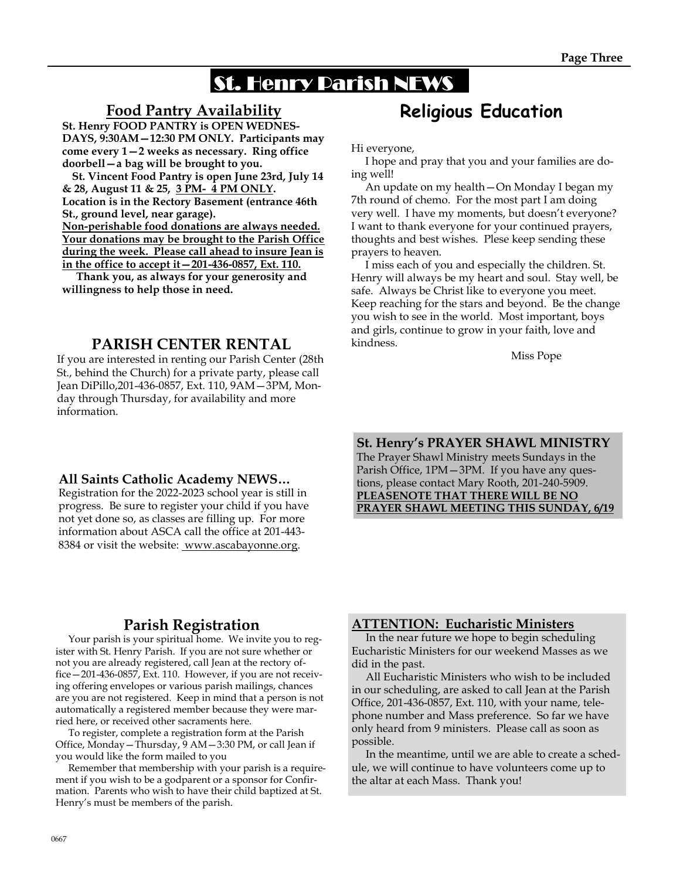# St. Henry Parish NEWS

## Food Pantry Availability

**St. Henry FOOD PANTRY is OPEN WEDNESDAYS, 9:30AM—12:30 PM ONLY. Participants may come every 1—2 weeks as necessary. Ring office doorbell—a bag will be brought to you.**

**St. Vincent Food Pantry is open June 23rd, July 14 & 28, August 11 & 25, 3 PM- 4 PM ONLY. Location is in the Rectory Basement (entrance 46th St., ground level, near garage).**

**Non-perishable food donations are always needed. Your donations may be brought to the Parish Office during the week. Please call ahead to insure Jean is in the office to accept it—201-436-0857, Ext. 110.**

**Thank you, as always for your generosity and willingness to help those in need.**

## PARISH CENTER RENTAL

If you are interested in renting our Parish Center (28th St., behind the Church) for a private party, please call Jean DiPillo,201-436-0857, Ext. 110, 9AM—3PM, Monday through Thursday, for availability and more information.

### All Saints Catholic Academy NEWS…

Registration for the 2022-2023 school year is still in progress. Be sure to register your child if you have not yet done so, as classes are filling up. For more information about ASCA call the office at 201-443-8384 or visit the website: www.ascabayonne.org.

## Parish Registration

Your parish is your spiritual home. We invite you to register with St. Henry Parish. If you are not sure whether or not you are already registered, call Jean at the rectory office—201-436-0857, Ext. 110. However, if you are not receiving offering envelopes or various parish mailings, chances are you are not registered. Keep in mind that a person is not automatically a registered member because they were married here, or received other sacraments here.

To register, complete a registration form at the Parish Office, Monday—Thursday, 9 AM—3:30 PM, or call Jean if you would like the form mailed to you

Remember that membership with your parish is a requirement if you wish to be a godparent or a sponsor for Confirmation. Parents who wish to have their child baptized at St. Henry's must be members of the parish.

## Religious Education

Hi everyone,

I hope and pray that you and your families are doing well!

An update on my health—On Monday I began my 7th round of chemo. For the most part I am doing very well. I have my moments, but doesn't everyone? I want to thank everyone for your continued prayers, thoughts and best wishes. Plese keep sending these prayers to heaven.

I miss each of you and especially the children. St. Henry will always be my heart and soul. Stay well, be safe. Always be Christ like to everyone you meet. Keep reaching for the stars and beyond. Be the change you wish to see in the world. Most important, boys and girls, continue to grow in your faith, love and kindness.

Miss Pope

### St. Henry's PRAYER SHAWL MINISTRY

The Prayer Shawl Ministry meets Sundays in the Parish Office, 1PM—3PM. If you have any questions, please contact Mary Rooth, 201-240-5909. **PLEASENOTE THAT THERE WILL BE NO PRAYER SHAWL MEETING THIS SUNDAY, 6/19**

### ATTENTION: Eucharistic Ministers

In the near future we hope to begin scheduling Eucharistic Ministers for our weekend Masses as we did in the past.

All Eucharistic Ministers who wish to be included in our scheduling, are asked to call Jean at the Parish Office, 201-436-0857, Ext. 110, with your name, telephone number and Mass preference. So far we have only heard from 9 ministers. Please call as soon as possible.

In the meantime, until we are able to create a schedule, we will continue to have volunteers come up to the altar at each Mass. Thank you!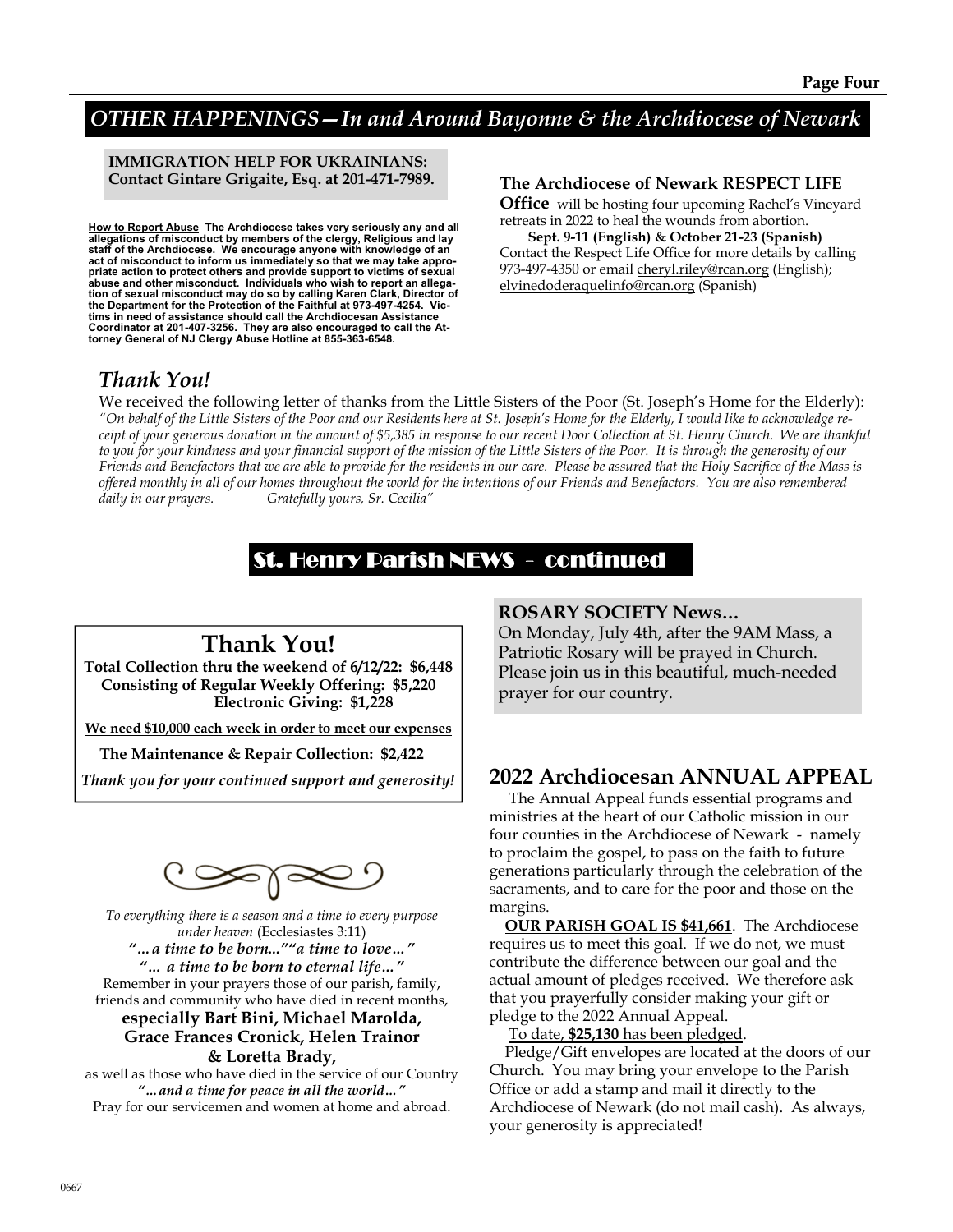## OTHER HAPPENINGS—In and Around Bayonne & the Archdiocese of Newark

**IMMIGRATION HELP FOR UKRAINIANS: Contact Gintare Grigaite, Esq. at 201-471-7989.**

**How to Report Abuse** **The Archdiocese takes very seriously any and all allegations of misconduct by members of the clergy, Religious and lay staff of the Archdiocese. We encourage anyone with knowledge of an act of misconduct to inform us immediately so that we may take appropriate action to protect others and provide support to victims of sexual abuse and other misconduct. Individuals who wish to report an allegation of sexual misconduct may do so by calling Karen Clark, Director of the Department for the Protection of the Faithful at 973-497-4254. Victims in need of assistance should call the Archdiocesan Assistance Coordinator at 201-407-3256. They are also encouraged to call the Attorney General of NJ Clergy Abuse Hotline at 855-363-6548.**

**The Archdiocese of Newark RESPECT LIFE Office** will be hosting four upcoming Rachel's Vineyard retreats in 2022 to heal the wounds from abortion.

**Sept. 9-11 (English) & October 21-23 (Spanish)** Contact the Respect Life Office for more details by calling 973-497-4350 or email cheryl.riley@rcan.org (English); elvinedoderaquelinfo@rcan.org (Spanish)

### *Thank You!*

We received the following letter of thanks from the Little Sisters of the Poor (St. Joseph's Home for the Elderly):
*"On behalf of the Little Sisters of the Poor and our Residents here at St. Joseph's Home for the Elderly, I would like to acknowledge receipt of your generous donation in the amount of $5,385 in response to our recent Door Collection at St. Henry Church. We are thankful to you for your kindness and your financial support of the mission of the Little Sisters of the Poor. It is through the generosity of our Friends and Benefactors that we are able to provide for the residents in our care. Please be assured that the Holy Sacrifice of the Mass is offered monthly in all of our homes throughout the world for the intentions of our Friends and Benefactors. You are also remembered daily in our prayers. Gratefully yours, Sr. Cecilia"*

## St. Henry Parish NEWS - continued

### Thank You!

**Total Collection thru the weekend of 6/12/22: $6,448**
**Consisting of Regular Weekly Offering: $5,220**
**Electronic Giving: $1,228**

**We need $10,000 each week in order to meet our expenses**

**The Maintenance & Repair Collection: $2,422**

***Thank you for your continued support and generosity!***

*To everything there is a season and a time to every purpose under heaven* (Ecclesiastes 3:11)
***"…a time to be born…""a time to love…"***
***"… a time to be born to eternal life…"***
Remember in your prayers those of our parish, family, friends and community who have died in recent months,
**especially Bart Bini, Michael Marolda, Grace Frances Cronick, Helen Trainor & Loretta Brady,**
as well as those who have died in the service of our Country
***"…and a time for peace in all the world…"***
Pray for our servicemen and women at home and abroad.

**ROSARY SOCIETY News…**
On Monday, July 4th, after the 9AM Mass, a Patriotic Rosary will be prayed in Church. Please join us in this beautiful, much-needed prayer for our country.

### 2022 Archdiocesan ANNUAL APPEAL

The Annual Appeal funds essential programs and ministries at the heart of our Catholic mission in our four counties in the Archdiocese of Newark - namely to proclaim the gospel, to pass on the faith to future generations particularly through the celebration of the sacraments, and to care for the poor and those on the margins.

**OUR PARISH GOAL IS $41,661**. The Archdiocese requires us to meet this goal. If we do not, we must contribute the difference between our goal and the actual amount of pledges received. We therefore ask that you prayerfully consider making your gift or pledge to the 2022 Annual Appeal.

To date, **$25,130** has been pledged.

Pledge/Gift envelopes are located at the doors of our Church. You may bring your envelope to the Parish Office or add a stamp and mail it directly to the Archdiocese of Newark (do not mail cash). As always, your generosity is appreciated!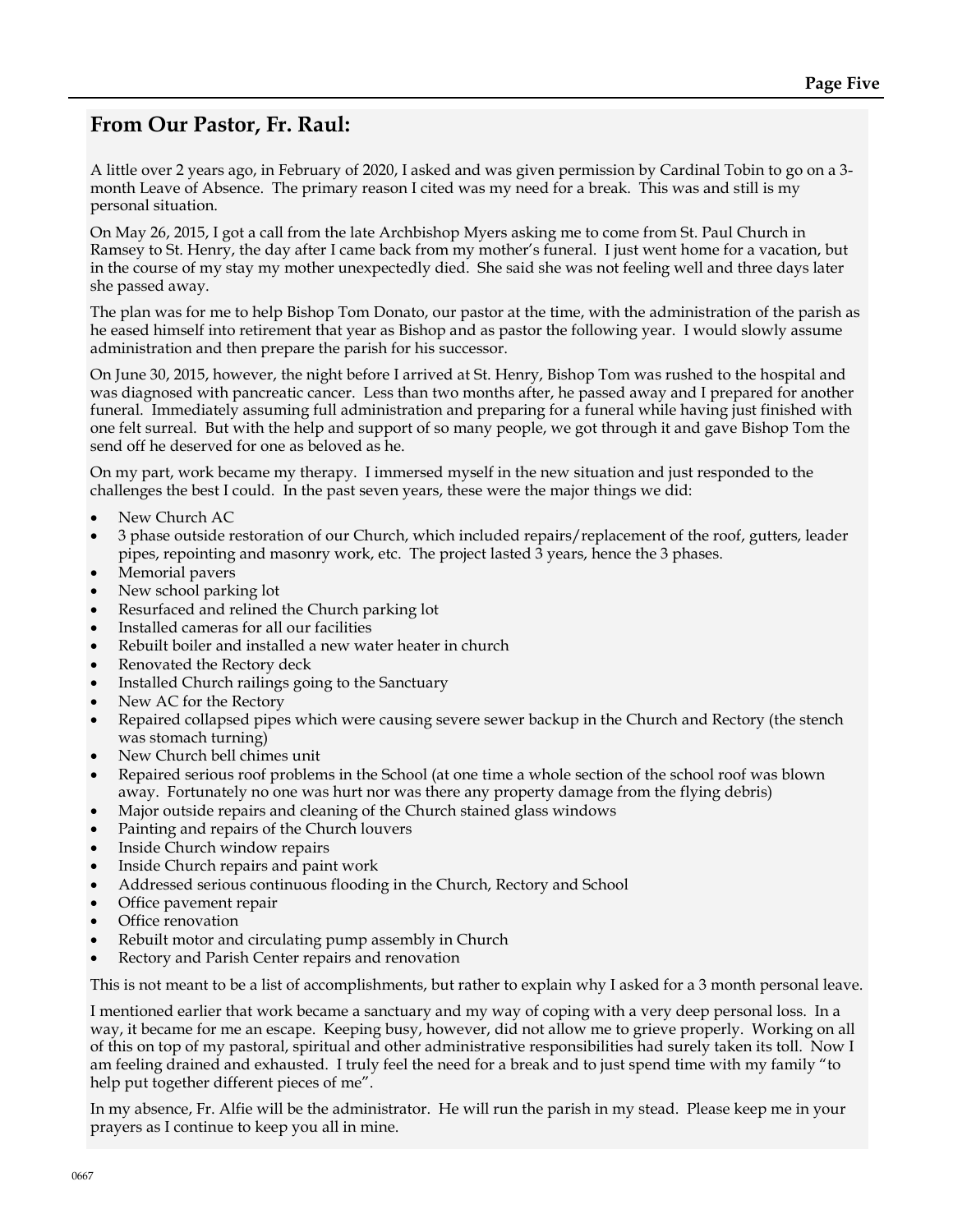## From Our Pastor, Fr. Raul:

A little over 2 years ago, in February of 2020, I asked and was given permission by Cardinal Tobin to go on a 3-month Leave of Absence. The primary reason I cited was my need for a break. This was and still is my personal situation.

On May 26, 2015, I got a call from the late Archbishop Myers asking me to come from St. Paul Church in Ramsey to St. Henry, the day after I came back from my mother's funeral. I just went home for a vacation, but in the course of my stay my mother unexpectedly died. She said she was not feeling well and three days later she passed away.

The plan was for me to help Bishop Tom Donato, our pastor at the time, with the administration of the parish as he eased himself into retirement that year as Bishop and as pastor the following year. I would slowly assume administration and then prepare the parish for his successor.

On June 30, 2015, however, the night before I arrived at St. Henry, Bishop Tom was rushed to the hospital and was diagnosed with pancreatic cancer. Less than two months after, he passed away and I prepared for another funeral. Immediately assuming full administration and preparing for a funeral while having just finished with one felt surreal. But with the help and support of so many people, we got through it and gave Bishop Tom the send off he deserved for one as beloved as he.

On my part, work became my therapy. I immersed myself in the new situation and just responded to the challenges the best I could. In the past seven years, these were the major things we did:

- New Church AC
- 3 phase outside restoration of our Church, which included repairs/replacement of the roof, gutters, leader pipes, repointing and masonry work, etc. The project lasted 3 years, hence the 3 phases.
- Memorial pavers
- New school parking lot
- Resurfaced and relined the Church parking lot
- Installed cameras for all our facilities
- Rebuilt boiler and installed a new water heater in church
- Renovated the Rectory deck
- Installed Church railings going to the Sanctuary
- New AC for the Rectory
- Repaired collapsed pipes which were causing severe sewer backup in the Church and Rectory (the stench was stomach turning)
- New Church bell chimes unit
- Repaired serious roof problems in the School (at one time a whole section of the school roof was blown away. Fortunately no one was hurt nor was there any property damage from the flying debris)
- Major outside repairs and cleaning of the Church stained glass windows
- Painting and repairs of the Church louvers
- Inside Church window repairs
- Inside Church repairs and paint work
- Addressed serious continuous flooding in the Church, Rectory and School
- Office pavement repair
- Office renovation
- Rebuilt motor and circulating pump assembly in Church
- Rectory and Parish Center repairs and renovation

This is not meant to be a list of accomplishments, but rather to explain why I asked for a 3 month personal leave.

I mentioned earlier that work became a sanctuary and my way of coping with a very deep personal loss. In a way, it became for me an escape. Keeping busy, however, did not allow me to grieve properly. Working on all of this on top of my pastoral, spiritual and other administrative responsibilities had surely taken its toll. Now I am feeling drained and exhausted. I truly feel the need for a break and to just spend time with my family "to help put together different pieces of me".

In my absence, Fr. Alfie will be the administrator. He will run the parish in my stead. Please keep me in your prayers as I continue to keep you all in mine.